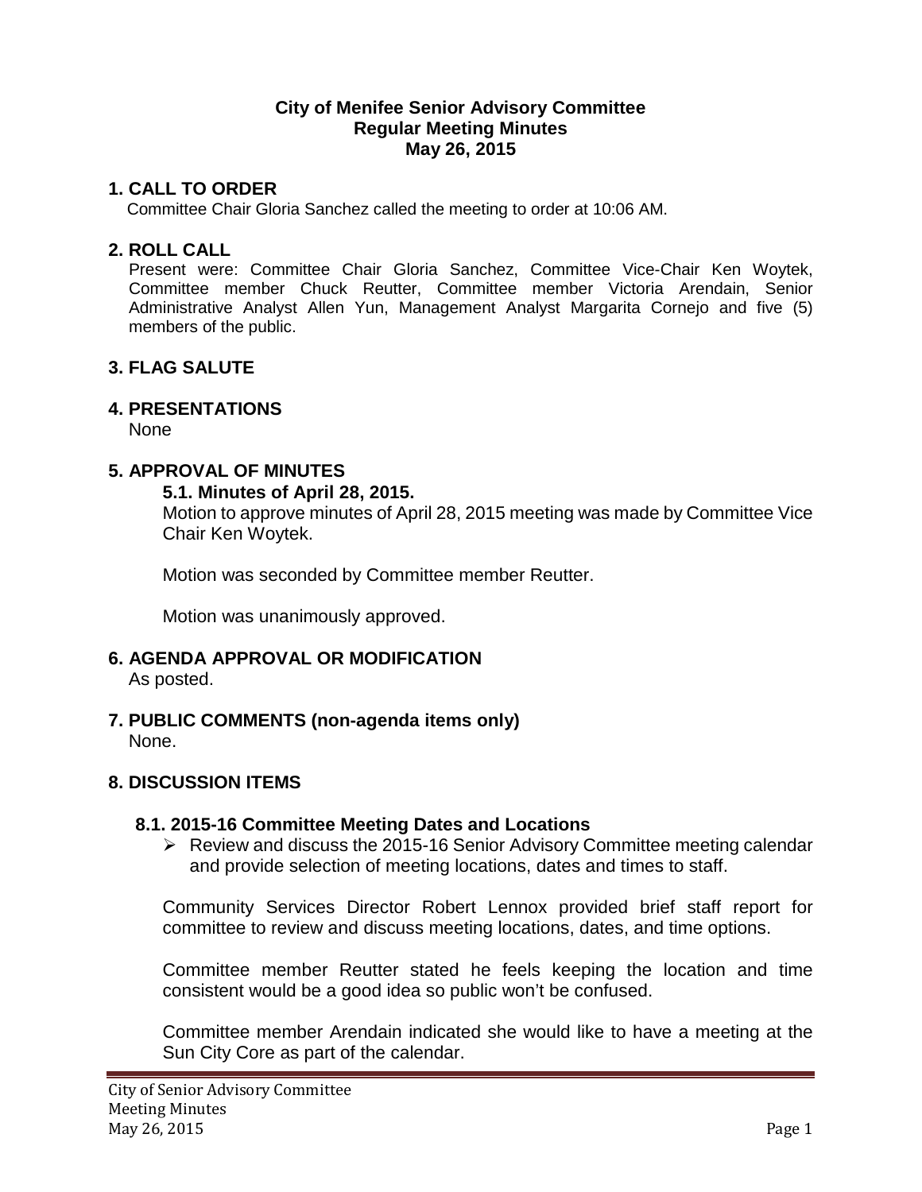**City of Menifee Senior Advisory Committee**
**Regular Meeting Minutes**
**May 26, 2015**

## 1. CALL TO ORDER

Committee Chair Gloria Sanchez called the meeting to order at 10:06 AM.

## 2. ROLL CALL

Present were: Committee Chair Gloria Sanchez, Committee Vice-Chair Ken Woytek, Committee member Chuck Reutter, Committee member Victoria Arendain, Senior Administrative Analyst Allen Yun, Management Analyst Margarita Cornejo and five (5) members of the public.

## 3. FLAG SALUTE

## 4. PRESENTATIONS

None

## 5. APPROVAL OF MINUTES

### 5.1. Minutes of April 28, 2015.

Motion to approve minutes of April 28, 2015 meeting was made by Committee Vice Chair Ken Woytek.

Motion was seconded by Committee member Reutter.

Motion was unanimously approved.

## 6. AGENDA APPROVAL OR MODIFICATION

As posted.

## 7. PUBLIC COMMENTS (non-agenda items only)

None.

## 8. DISCUSSION ITEMS

### 8.1. 2015-16 Committee Meeting Dates and Locations

- Review and discuss the 2015-16 Senior Advisory Committee meeting calendar and provide selection of meeting locations, dates and times to staff.

Community Services Director Robert Lennox provided brief staff report for committee to review and discuss meeting locations, dates, and time options.

Committee member Reutter stated he feels keeping the location and time consistent would be a good idea so public won't be confused.

Committee member Arendain indicated she would like to have a meeting at the Sun City Core as part of the calendar.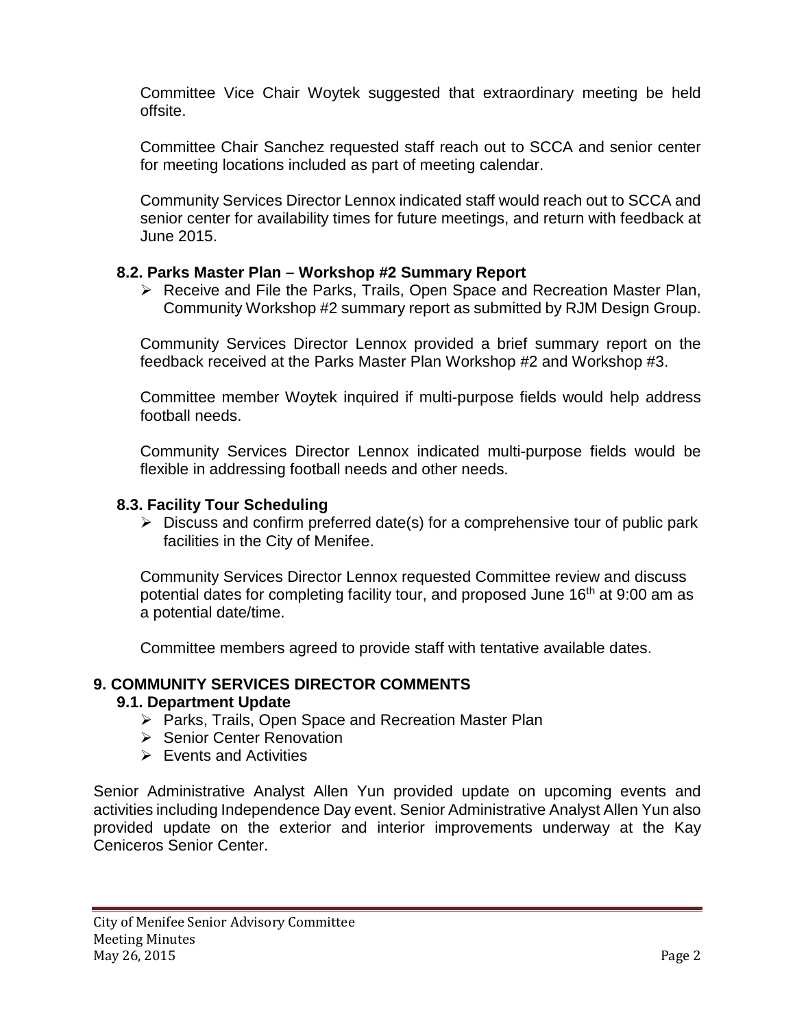Committee Vice Chair Woytek suggested that extraordinary meeting be held offsite.

Committee Chair Sanchez requested staff reach out to SCCA and senior center for meeting locations included as part of meeting calendar.

Community Services Director Lennox indicated staff would reach out to SCCA and senior center for availability times for future meetings, and return with feedback at June 2015.

### 8.2. Parks Master Plan – Workshop #2 Summary Report

- Receive and File the Parks, Trails, Open Space and Recreation Master Plan, Community Workshop #2 summary report as submitted by RJM Design Group.

Community Services Director Lennox provided a brief summary report on the feedback received at the Parks Master Plan Workshop #2 and Workshop #3.

Committee member Woytek inquired if multi-purpose fields would help address football needs.

Community Services Director Lennox indicated multi-purpose fields would be flexible in addressing football needs and other needs.

### 8.3. Facility Tour Scheduling

- Discuss and confirm preferred date(s) for a comprehensive tour of public park facilities in the City of Menifee.

Community Services Director Lennox requested Committee review and discuss potential dates for completing facility tour, and proposed June 16th at 9:00 am as a potential date/time.

Committee members agreed to provide staff with tentative available dates.

## 9. COMMUNITY SERVICES DIRECTOR COMMENTS

### 9.1. Department Update

- Parks, Trails, Open Space and Recreation Master Plan
- Senior Center Renovation
- Events and Activities

Senior Administrative Analyst Allen Yun provided update on upcoming events and activities including Independence Day event. Senior Administrative Analyst Allen Yun also provided update on the exterior and interior improvements underway at the Kay Ceniceros Senior Center.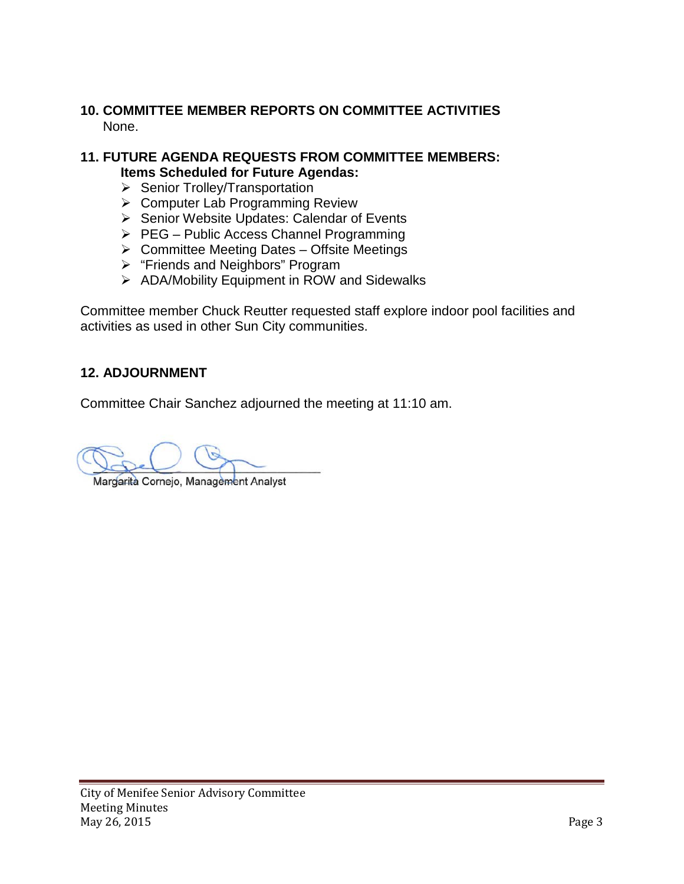## 10. COMMITTEE MEMBER REPORTS ON COMMITTEE ACTIVITIES

None.

## 11. FUTURE AGENDA REQUESTS FROM COMMITTEE MEMBERS:

**Items Scheduled for Future Agendas:**

- Senior Trolley/Transportation
- Computer Lab Programming Review
- Senior Website Updates: Calendar of Events
- PEG – Public Access Channel Programming
- Committee Meeting Dates – Offsite Meetings
- "Friends and Neighbors" Program
- ADA/Mobility Equipment in ROW and Sidewalks

Committee member Chuck Reutter requested staff explore indoor pool facilities and activities as used in other Sun City communities.

## 12. ADJOURNMENT

Committee Chair Sanchez adjourned the meeting at 11:10 am.

Margarita Cornejo, Management Analyst